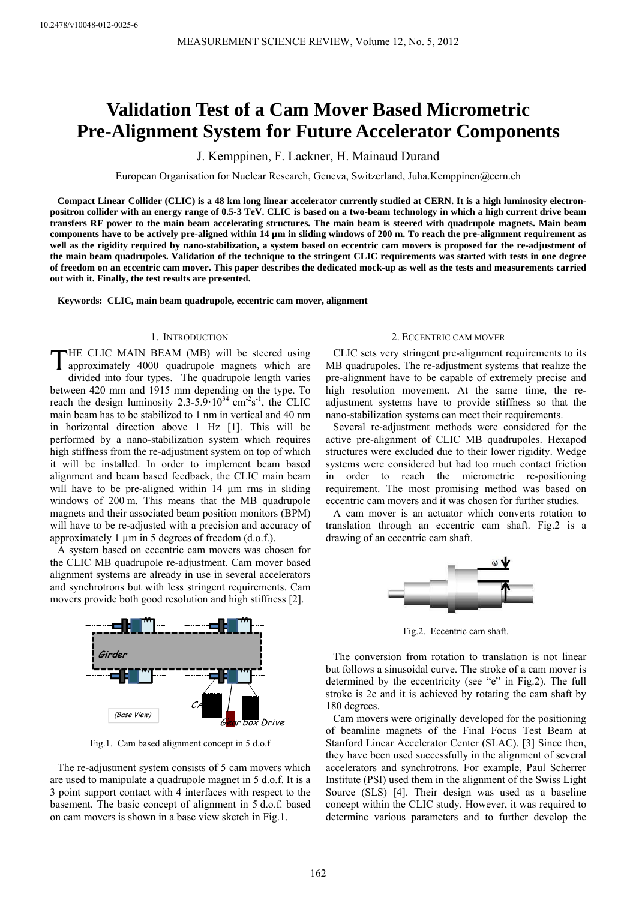# Validation Test of a Cam Mover Based Micrometric Pre-Alignment System for Future Accelerator Components

J. Kemppinen, F. Lackner, H. Mainaud Durand

European Organisation for Nuclear Research, Geneva, Switzerland, Juha.Kemppinen@cern.ch

**Compact Linear Collider (CLIC) is a 48 km long linear accelerator currently studied at CERN. It is a high luminosity electron-positron collider with an energy range of 0.5-3 TeV. CLIC is based on a two-beam technology in which a high current drive beam transfers RF power to the main beam accelerating structures. The main beam is steered with quadrupole magnets. Main beam components have to be actively pre-aligned within 14 µm in sliding windows of 200 m. To reach the pre-alignment requirement as well as the rigidity required by nano-stabilization, a system based on eccentric cam movers is proposed for the re-adjustment of the main beam quadrupoles. Validation of the technique to the stringent CLIC requirements was started with tests in one degree of freedom on an eccentric cam mover. This paper describes the dedicated mock-up as well as the tests and measurements carried out with it. Finally, the test results are presented.**

**Keywords: CLIC, main beam quadrupole, eccentric cam mover, alignment**

## 1. Introduction

THE CLIC MAIN BEAM (MB) will be steered using approximately 4000 quadrupole magnets which are divided into four types. The quadrupole length varies between 420 mm and 1915 mm depending on the type. To reach the design luminosity 2.3-5.9·10$^{34}$ cm$^{-2}$s$^{-1}$, the CLIC main beam has to be stabilized to 1 nm in vertical and 40 nm in horizontal direction above 1 Hz [1]. This will be performed by a nano-stabilization system which requires high stiffness from the re-adjustment system on top of which it will be installed. In order to implement beam based alignment and beam based feedback, the CLIC main beam will have to be pre-aligned within 14 µm rms in sliding windows of 200 m. This means that the MB quadrupole magnets and their associated beam position monitors (BPM) will have to be re-adjusted with a precision and accuracy of approximately 1 µm in 5 degrees of freedom (d.o.f.).

A system based on eccentric cam movers was chosen for the CLIC MB quadrupole re-adjustment. Cam mover based alignment systems are already in use in several accelerators and synchrotrons but with less stringent requirements. Cam movers provide both good resolution and high stiffness [2].

Fig.1. Cam based alignment concept in 5 d.o.f

The re-adjustment system consists of 5 cam movers which are used to manipulate a quadrupole magnet in 5 d.o.f. It is a 3 point support contact with 4 interfaces with respect to the basement. The basic concept of alignment in 5 d.o.f. based on cam movers is shown in a base view sketch in Fig.1.

## 2. Eccentric cam mover

CLIC sets very stringent pre-alignment requirements to its MB quadrupoles. The re-adjustment systems that realize the pre-alignment have to be capable of extremely precise and high resolution movement. At the same time, the re-adjustment systems have to provide stiffness so that the nano-stabilization systems can meet their requirements.

Several re-adjustment methods were considered for the active pre-alignment of CLIC MB quadrupoles. Hexapod structures were excluded due to their lower rigidity. Wedge systems were considered but had too much contact friction in order to reach the micrometric re-positioning requirement. The most promising method was based on eccentric cam movers and it was chosen for further studies.

A cam mover is an actuator which converts rotation to translation through an eccentric cam shaft. Fig.2 is a drawing of an eccentric cam shaft.

Fig.2. Eccentric cam shaft.

The conversion from rotation to translation is not linear but follows a sinusoidal curve. The stroke of a cam mover is determined by the eccentricity (see "e" in Fig.2). The full stroke is 2e and it is achieved by rotating the cam shaft by 180 degrees.

Cam movers were originally developed for the positioning of beamline magnets of the Final Focus Test Beam at Stanford Linear Accelerator Center (SLAC). [3] Since then, they have been used successfully in the alignment of several accelerators and synchrotrons. For example, Paul Scherrer Institute (PSI) used them in the alignment of the Swiss Light Source (SLS) [4]. Their design was used as a baseline concept within the CLIC study. However, it was required to determine various parameters and to further develop the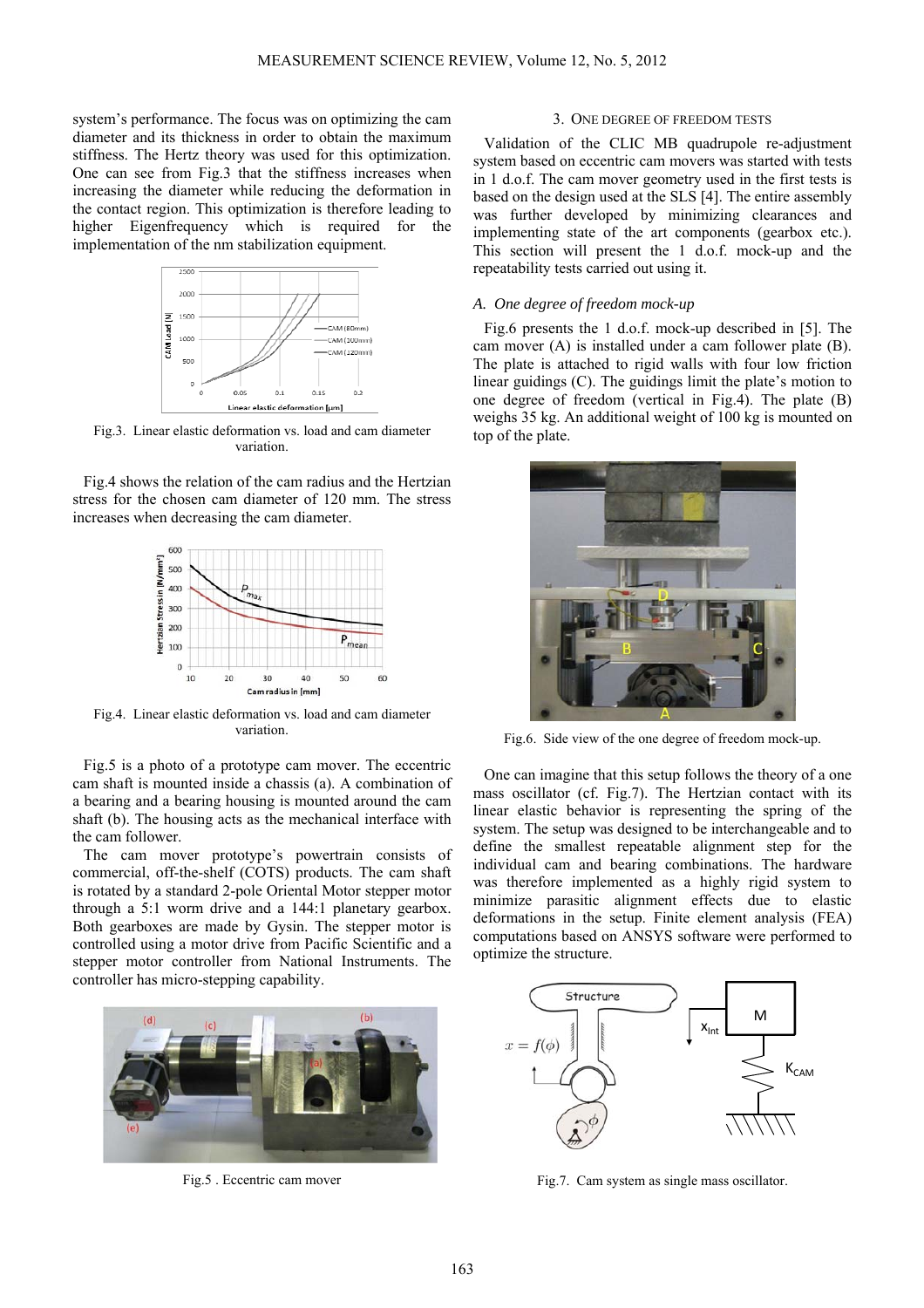system's performance. The focus was on optimizing the cam diameter and its thickness in order to obtain the maximum stiffness. The Hertz theory was used for this optimization. One can see from Fig.3 that the stiffness increases when increasing the diameter while reducing the deformation in the contact region. This optimization is therefore leading to higher Eigenfrequency which is required for the implementation of the nm stabilization equipment.

Fig.3. Linear elastic deformation vs. load and cam diameter variation.

Fig.4 shows the relation of the cam radius and the Hertzian stress for the chosen cam diameter of 120 mm. The stress increases when decreasing the cam diameter.

Fig.4. Linear elastic deformation vs. load and cam diameter variation.

Fig.5 is a photo of a prototype cam mover. The eccentric cam shaft is mounted inside a chassis (a). A combination of a bearing and a bearing housing is mounted around the cam shaft (b). The housing acts as the mechanical interface with the cam follower.

The cam mover prototype's powertrain consists of commercial, off-the-shelf (COTS) products. The cam shaft is rotated by a standard 2-pole Oriental Motor stepper motor through a 5:1 worm drive and a 144:1 planetary gearbox. Both gearboxes are made by Gysin. The stepper motor is controlled using a motor drive from Pacific Scientific and a stepper motor controller from National Instruments. The controller has micro-stepping capability.

Fig.5 . Eccentric cam mover

## 3. One degree of freedom tests

Validation of the CLIC MB quadrupole re-adjustment system based on eccentric cam movers was started with tests in 1 d.o.f. The cam mover geometry used in the first tests is based on the design used at the SLS [4]. The entire assembly was further developed by minimizing clearances and implementing state of the art components (gearbox etc.). This section will present the 1 d.o.f. mock-up and the repeatability tests carried out using it.

### *A. One degree of freedom mock-up*

Fig.6 presents the 1 d.o.f. mock-up described in [5]. The cam mover (A) is installed under a cam follower plate (B). The plate is attached to rigid walls with four low friction linear guidings (C). The guidings limit the plate's motion to one degree of freedom (vertical in Fig.4). The plate (B) weighs 35 kg. An additional weight of 100 kg is mounted on top of the plate.

Fig.6. Side view of the one degree of freedom mock-up.

One can imagine that this setup follows the theory of a one mass oscillator (cf. Fig.7). The Hertzian contact with its linear elastic behavior is representing the spring of the system. The setup was designed to be interchangeable and to define the smallest repeatable alignment step for the individual cam and bearing combinations. The hardware was therefore implemented as a highly rigid system to minimize parasitic alignment effects due to elastic deformations in the setup. Finite element analysis (FEA) computations based on ANSYS software were performed to optimize the structure.

Fig.7. Cam system as single mass oscillator.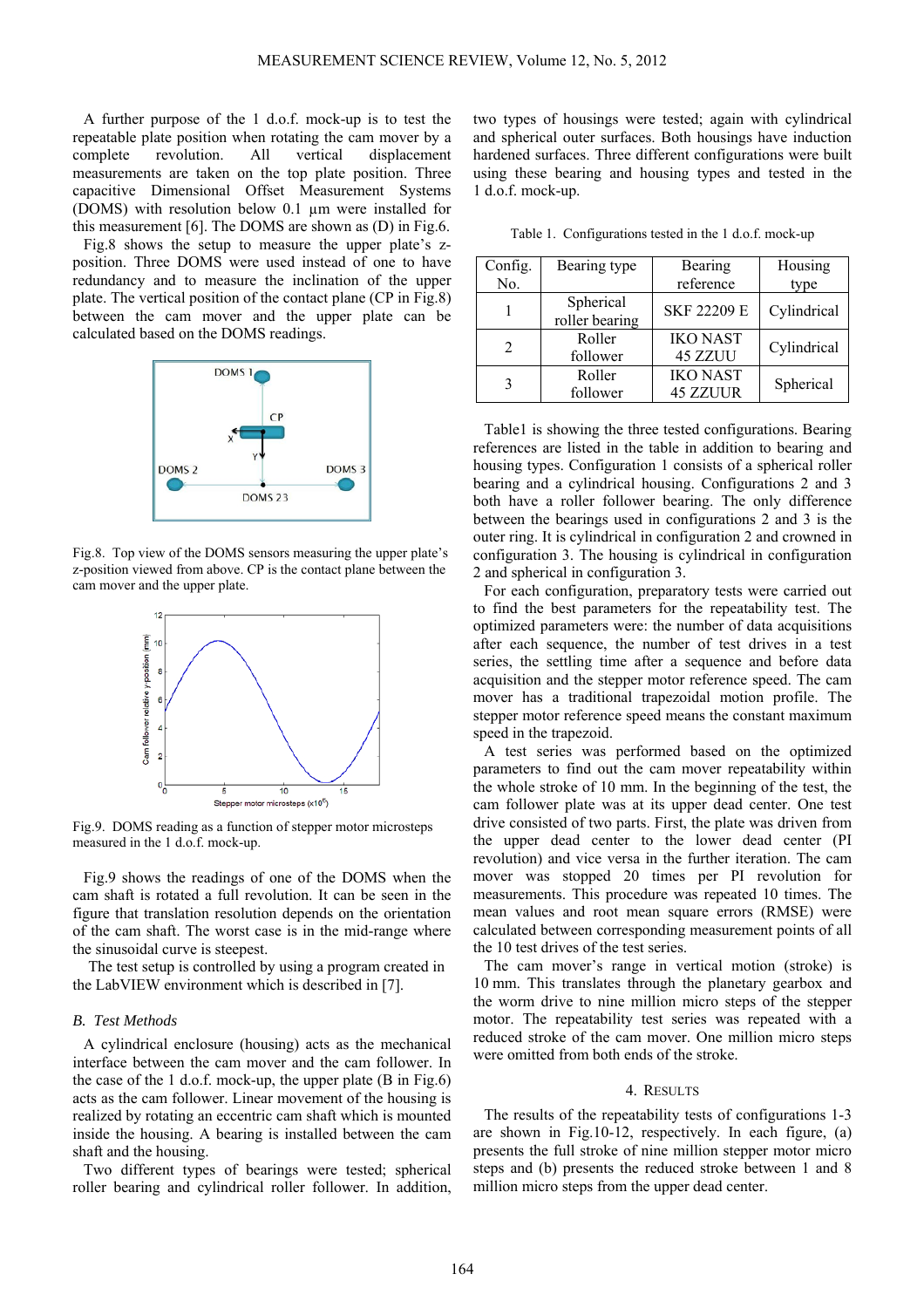A further purpose of the 1 d.o.f. mock-up is to test the repeatable plate position when rotating the cam mover by a complete revolution. All vertical displacement measurements are taken on the top plate position. Three capacitive Dimensional Offset Measurement Systems (DOMS) with resolution below 0.1 µm were installed for this measurement [6]. The DOMS are shown as (D) in Fig.6.

Fig.8 shows the setup to measure the upper plate's z-position. Three DOMS were used instead of one to have redundancy and to measure the inclination of the upper plate. The vertical position of the contact plane (CP in Fig.8) between the cam mover and the upper plate can be calculated based on the DOMS readings.

Fig.8. Top view of the DOMS sensors measuring the upper plate's z-position viewed from above. CP is the contact plane between the cam mover and the upper plate.

Fig.9. DOMS reading as a function of stepper motor microsteps measured in the 1 d.o.f. mock-up.

Fig.9 shows the readings of one of the DOMS when the cam shaft is rotated a full revolution. It can be seen in the figure that translation resolution depends on the orientation of the cam shaft. The worst case is in the mid-range where the sinusoidal curve is steepest.

The test setup is controlled by using a program created in the LabVIEW environment which is described in [7].

### B. Test Methods

A cylindrical enclosure (housing) acts as the mechanical interface between the cam mover and the cam follower. In the case of the 1 d.o.f. mock-up, the upper plate (B in Fig.6) acts as the cam follower. Linear movement of the housing is realized by rotating an eccentric cam shaft which is mounted inside the housing. A bearing is installed between the cam shaft and the housing.

Two different types of bearings were tested; spherical roller bearing and cylindrical roller follower. In addition, two types of housings were tested; again with cylindrical and spherical outer surfaces. Both housings have induction hardened surfaces. Three different configurations were built using these bearing and housing types and tested in the 1 d.o.f. mock-up.

Table 1. Configurations tested in the 1 d.o.f. mock-up

| Config. No. | Bearing type | Bearing reference | Housing type |
|---|---|---|---|
| 1 | Spherical roller bearing | SKF 22209 E | Cylindrical |
| 2 | Roller follower | IKO NAST 45 ZZUU | Cylindrical |
| 3 | Roller follower | IKO NAST 45 ZZUUR | Spherical |

Table1 is showing the three tested configurations. Bearing references are listed in the table in addition to bearing and housing types. Configuration 1 consists of a spherical roller bearing and a cylindrical housing. Configurations 2 and 3 both have a roller follower bearing. The only difference between the bearings used in configurations 2 and 3 is the outer ring. It is cylindrical in configuration 2 and crowned in configuration 3. The housing is cylindrical in configuration 2 and spherical in configuration 3.

For each configuration, preparatory tests were carried out to find the best parameters for the repeatability test. The optimized parameters were: the number of data acquisitions after each sequence, the number of test drives in a test series, the settling time after a sequence and before data acquisition and the stepper motor reference speed. The cam mover has a traditional trapezoidal motion profile. The stepper motor reference speed means the constant maximum speed in the trapezoid.

A test series was performed based on the optimized parameters to find out the cam mover repeatability within the whole stroke of 10 mm. In the beginning of the test, the cam follower plate was at its upper dead center. One test drive consisted of two parts. First, the plate was driven from the upper dead center to the lower dead center (PI revolution) and vice versa in the further iteration. The cam mover was stopped 20 times per PI revolution for measurements. This procedure was repeated 10 times. The mean values and root mean square errors (RMSE) were calculated between corresponding measurement points of all the 10 test drives of the test series.

The cam mover's range in vertical motion (stroke) is 10 mm. This translates through the planetary gearbox and the worm drive to nine million micro steps of the stepper motor. The repeatability test series was repeated with a reduced stroke of the cam mover. One million micro steps were omitted from both ends of the stroke.

## 4. Results

The results of the repeatability tests of configurations 1-3 are shown in Fig.10-12, respectively. In each figure, (a) presents the full stroke of nine million stepper motor micro steps and (b) presents the reduced stroke between 1 and 8 million micro steps from the upper dead center.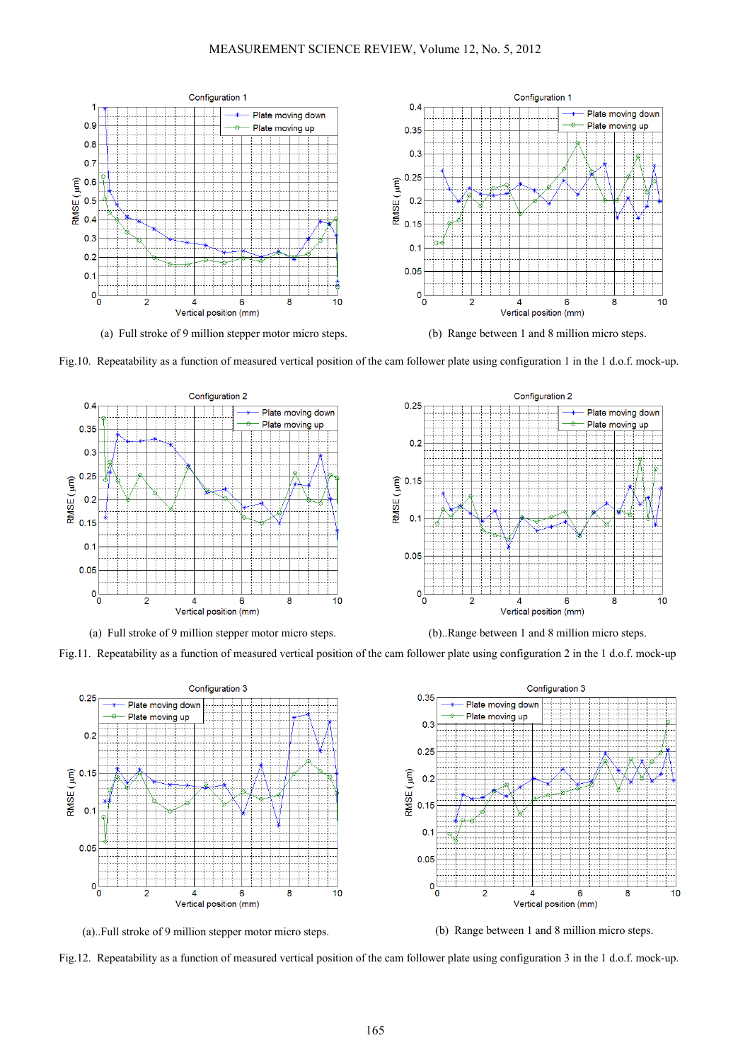(a) Full stroke of 9 million stepper motor micro steps.

(b) Range between 1 and 8 million micro steps.

Fig.10. Repeatability as a function of measured vertical position of the cam follower plate using configuration 1 in the 1 d.o.f. mock-up.

(a) Full stroke of 9 million stepper motor micro steps.

(b)..Range between 1 and 8 million micro steps.

Fig.11. Repeatability as a function of measured vertical position of the cam follower plate using configuration 2 in the 1 d.o.f. mock-up

(a)..Full stroke of 9 million stepper motor micro steps.

(b) Range between 1 and 8 million micro steps.

Fig.12. Repeatability as a function of measured vertical position of the cam follower plate using configuration 3 in the 1 d.o.f. mock-up.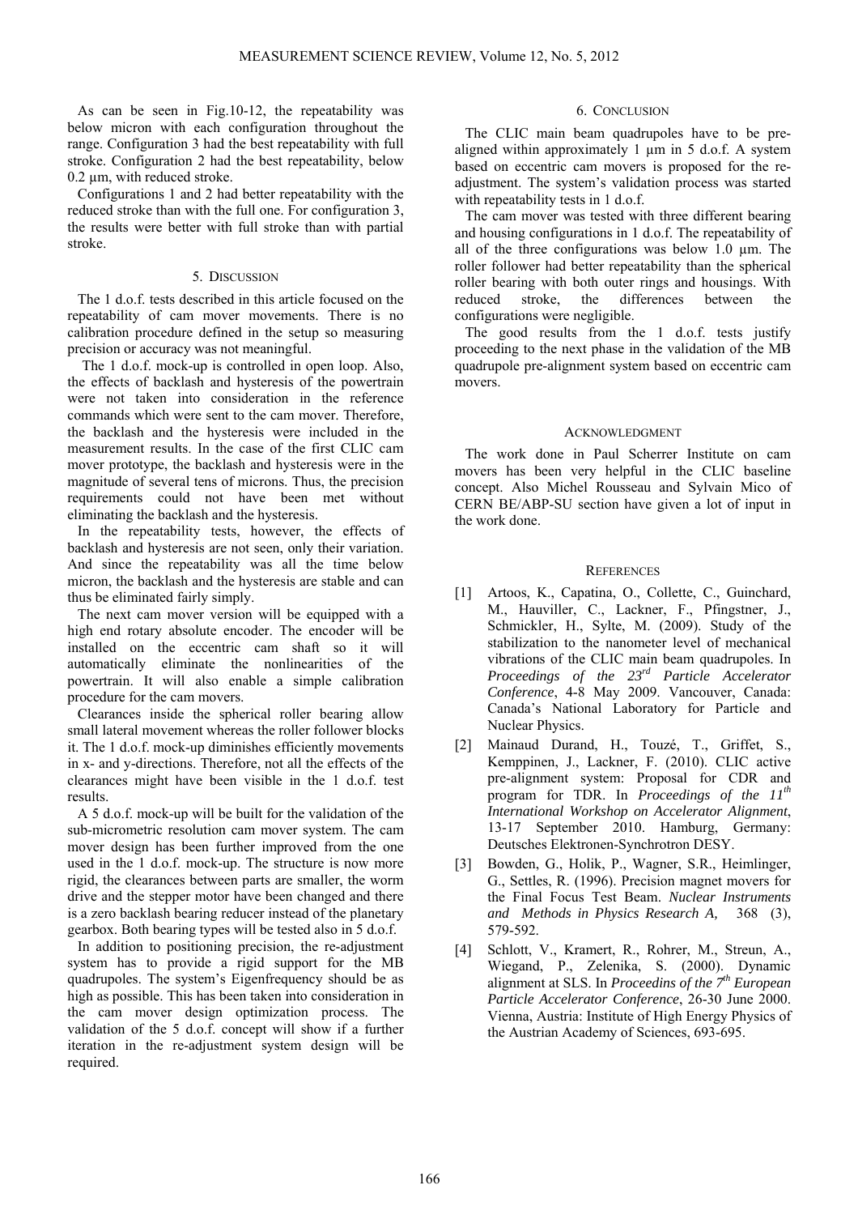As can be seen in Fig.10-12, the repeatability was below micron with each configuration throughout the range. Configuration 3 had the best repeatability with full stroke. Configuration 2 had the best repeatability, below 0.2 µm, with reduced stroke.

Configurations 1 and 2 had better repeatability with the reduced stroke than with the full one. For configuration 3, the results were better with full stroke than with partial stroke.

## 5. Discussion

The 1 d.o.f. tests described in this article focused on the repeatability of cam mover movements. There is no calibration procedure defined in the setup so measuring precision or accuracy was not meaningful.

The 1 d.o.f. mock-up is controlled in open loop. Also, the effects of backlash and hysteresis of the powertrain were not taken into consideration in the reference commands which were sent to the cam mover. Therefore, the backlash and the hysteresis were included in the measurement results. In the case of the first CLIC cam mover prototype, the backlash and hysteresis were in the magnitude of several tens of microns. Thus, the precision requirements could not have been met without eliminating the backlash and the hysteresis.

In the repeatability tests, however, the effects of backlash and hysteresis are not seen, only their variation. And since the repeatability was all the time below micron, the backlash and the hysteresis are stable and can thus be eliminated fairly simply.

The next cam mover version will be equipped with a high end rotary absolute encoder. The encoder will be installed on the eccentric cam shaft so it will automatically eliminate the nonlinearities of the powertrain. It will also enable a simple calibration procedure for the cam movers.

Clearances inside the spherical roller bearing allow small lateral movement whereas the roller follower blocks it. The 1 d.o.f. mock-up diminishes efficiently movements in x- and y-directions. Therefore, not all the effects of the clearances might have been visible in the 1 d.o.f. test results.

A 5 d.o.f. mock-up will be built for the validation of the sub-micrometric resolution cam mover system. The cam mover design has been further improved from the one used in the 1 d.o.f. mock-up. The structure is now more rigid, the clearances between parts are smaller, the worm drive and the stepper motor have been changed and there is a zero backlash bearing reducer instead of the planetary gearbox. Both bearing types will be tested also in 5 d.o.f.

In addition to positioning precision, the re-adjustment system has to provide a rigid support for the MB quadrupoles. The system's Eigenfrequency should be as high as possible. This has been taken into consideration in the cam mover design optimization process. The validation of the 5 d.o.f. concept will show if a further iteration in the re-adjustment system design will be required.

## 6. Conclusion

The CLIC main beam quadrupoles have to be pre-aligned within approximately 1 µm in 5 d.o.f. A system based on eccentric cam movers is proposed for the re-adjustment. The system's validation process was started with repeatability tests in 1 d.o.f.

The cam mover was tested with three different bearing and housing configurations in 1 d.o.f. The repeatability of all of the three configurations was below 1.0 µm. The roller follower had better repeatability than the spherical roller bearing with both outer rings and housings. With reduced stroke, the differences between the configurations were negligible.

The good results from the 1 d.o.f. tests justify proceeding to the next phase in the validation of the MB quadrupole pre-alignment system based on eccentric cam movers.

## Acknowledgment

The work done in Paul Scherrer Institute on cam movers has been very helpful in the CLIC baseline concept. Also Michel Rousseau and Sylvain Mico of CERN BE/ABP-SU section have given a lot of input in the work done.

## References

[1] Artoos, K., Capatina, O., Collette, C., Guinchard, M., Hauviller, C., Lackner, F., Pfingstner, J., Schmickler, H., Sylte, M. (2009). Study of the stabilization to the nanometer level of mechanical vibrations of the CLIC main beam quadrupoles. In *Proceedings of the 23rd Particle Accelerator Conference*, 4-8 May 2009. Vancouver, Canada: Canada's National Laboratory for Particle and Nuclear Physics.

[2] Mainaud Durand, H., Touzé, T., Griffet, S., Kemppinen, J., Lackner, F. (2010). CLIC active pre-alignment system: Proposal for CDR and program for TDR. In *Proceedings of the 11th International Workshop on Accelerator Alignment*, 13-17 September 2010. Hamburg, Germany: Deutsches Elektronen-Synchrotron DESY.

[3] Bowden, G., Holik, P., Wagner, S.R., Heimlinger, G., Settles, R. (1996). Precision magnet movers for the Final Focus Test Beam. *Nuclear Instruments and Methods in Physics Research A,* 368 (3), 579-592.

[4] Schlott, V., Kramert, R., Rohrer, M., Streun, A., Wiegand, P., Zelenika, S. (2000). Dynamic alignment at SLS. In *Proceedins of the 7th European Particle Accelerator Conference*, 26-30 June 2000. Vienna, Austria: Institute of High Energy Physics of the Austrian Academy of Sciences, 693-695.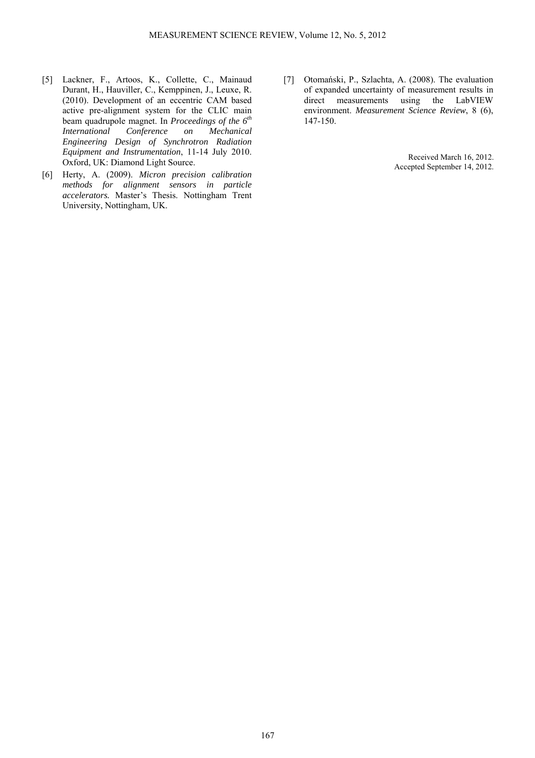[5] Lackner, F., Artoos, K., Collette, C., Mainaud Durant, H., Hauviller, C., Kemppinen, J., Leuxe, R. (2010). Development of an eccentric CAM based active pre-alignment system for the CLIC main beam quadrupole magnet. In *Proceedings of the 6th International Conference on Mechanical Engineering Design of Synchrotron Radiation Equipment and Instrumentation*, 11-14 July 2010. Oxford, UK: Diamond Light Source.

[6] Herty, A. (2009). *Micron precision calibration methods for alignment sensors in particle accelerators.* Master's Thesis. Nottingham Trent University, Nottingham, UK.

[7] Otomański, P., Szlachta, A. (2008). The evaluation of expanded uncertainty of measurement results in direct measurements using the LabVIEW environment. *Measurement Science Review*, 8 (6), 147-150.

Received March 16, 2012.
Accepted September 14, 2012.